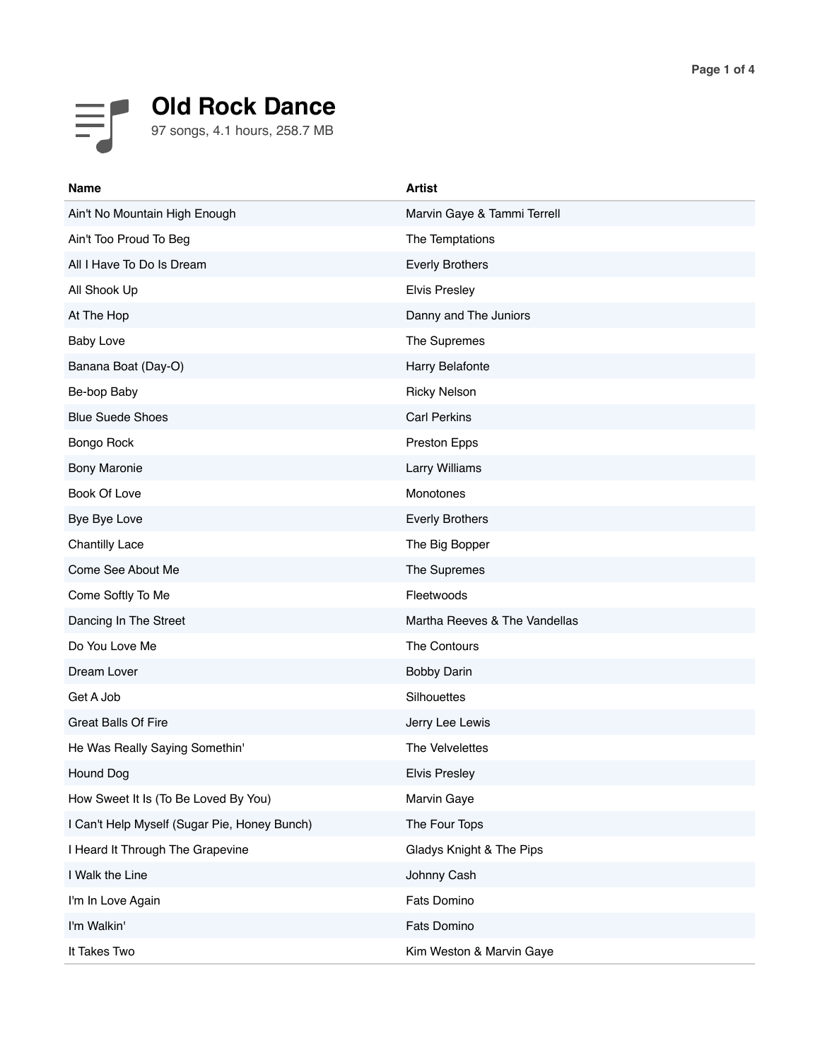# Old Rock Dance

97 songs, 4.1 hours, 258.7 MB

| Name | Artist |
| --- | --- |
| Ain't No Mountain High Enough | Marvin Gaye & Tammi Terrell |
| Ain't Too Proud To Beg | The Temptations |
| All I Have To Do Is Dream | Everly Brothers |
| All Shook Up | Elvis Presley |
| At The Hop | Danny and The Juniors |
| Baby Love | The Supremes |
| Banana Boat (Day-O) | Harry Belafonte |
| Be-bop Baby | Ricky Nelson |
| Blue Suede Shoes | Carl Perkins |
| Bongo Rock | Preston Epps |
| Bony Maronie | Larry Williams |
| Book Of Love | Monotones |
| Bye Bye Love | Everly Brothers |
| Chantilly Lace | The Big Bopper |
| Come See About Me | The Supremes |
| Come Softly To Me | Fleetwoods |
| Dancing In The Street | Martha Reeves & The Vandellas |
| Do You Love Me | The Contours |
| Dream Lover | Bobby Darin |
| Get A Job | Silhouettes |
| Great Balls Of Fire | Jerry Lee Lewis |
| He Was Really Saying Somethin' | The Velvelettes |
| Hound Dog | Elvis Presley |
| How Sweet It Is (To Be Loved By You) | Marvin Gaye |
| I Can't Help Myself (Sugar Pie, Honey Bunch) | The Four Tops |
| I Heard It Through The Grapevine | Gladys Knight & The Pips |
| I Walk the Line | Johnny Cash |
| I'm In Love Again | Fats Domino |
| I'm Walkin' | Fats Domino |
| It Takes Two | Kim Weston & Marvin Gaye |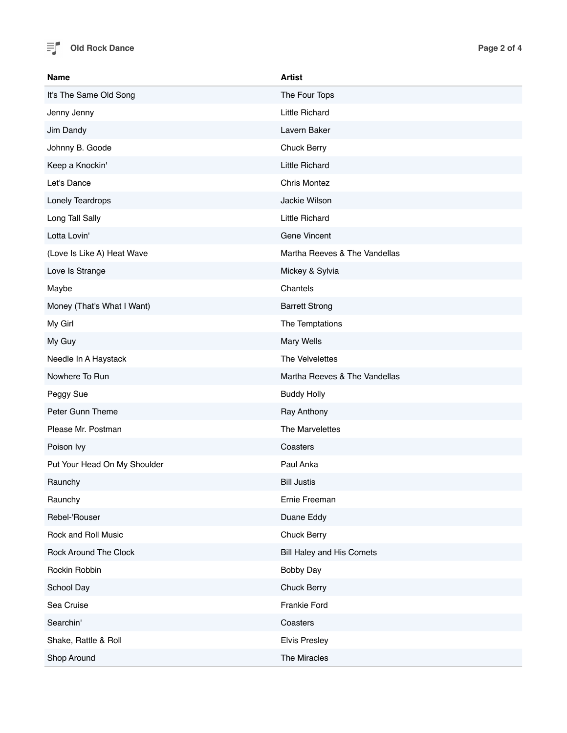| Name | Artist |
| --- | --- |
| It's The Same Old Song | The Four Tops |
| Jenny Jenny | Little Richard |
| Jim Dandy | Lavern Baker |
| Johnny B. Goode | Chuck Berry |
| Keep a Knockin' | Little Richard |
| Let's Dance | Chris Montez |
| Lonely Teardrops | Jackie Wilson |
| Long Tall Sally | Little Richard |
| Lotta Lovin' | Gene Vincent |
| (Love Is Like A) Heat Wave | Martha Reeves & The Vandellas |
| Love Is Strange | Mickey & Sylvia |
| Maybe | Chantels |
| Money (That's What I Want) | Barrett Strong |
| My Girl | The Temptations |
| My Guy | Mary Wells |
| Needle In A Haystack | The Velvelettes |
| Nowhere To Run | Martha Reeves & The Vandellas |
| Peggy Sue | Buddy Holly |
| Peter Gunn Theme | Ray Anthony |
| Please Mr. Postman | The Marvelettes |
| Poison Ivy | Coasters |
| Put Your Head On My Shoulder | Paul Anka |
| Raunchy | Bill Justis |
| Raunchy | Ernie Freeman |
| Rebel-'Rouser | Duane Eddy |
| Rock and Roll Music | Chuck Berry |
| Rock Around The Clock | Bill Haley and His Comets |
| Rockin Robbin | Bobby Day |
| School Day | Chuck Berry |
| Sea Cruise | Frankie Ford |
| Searchin' | Coasters |
| Shake, Rattle & Roll | Elvis Presley |
| Shop Around | The Miracles |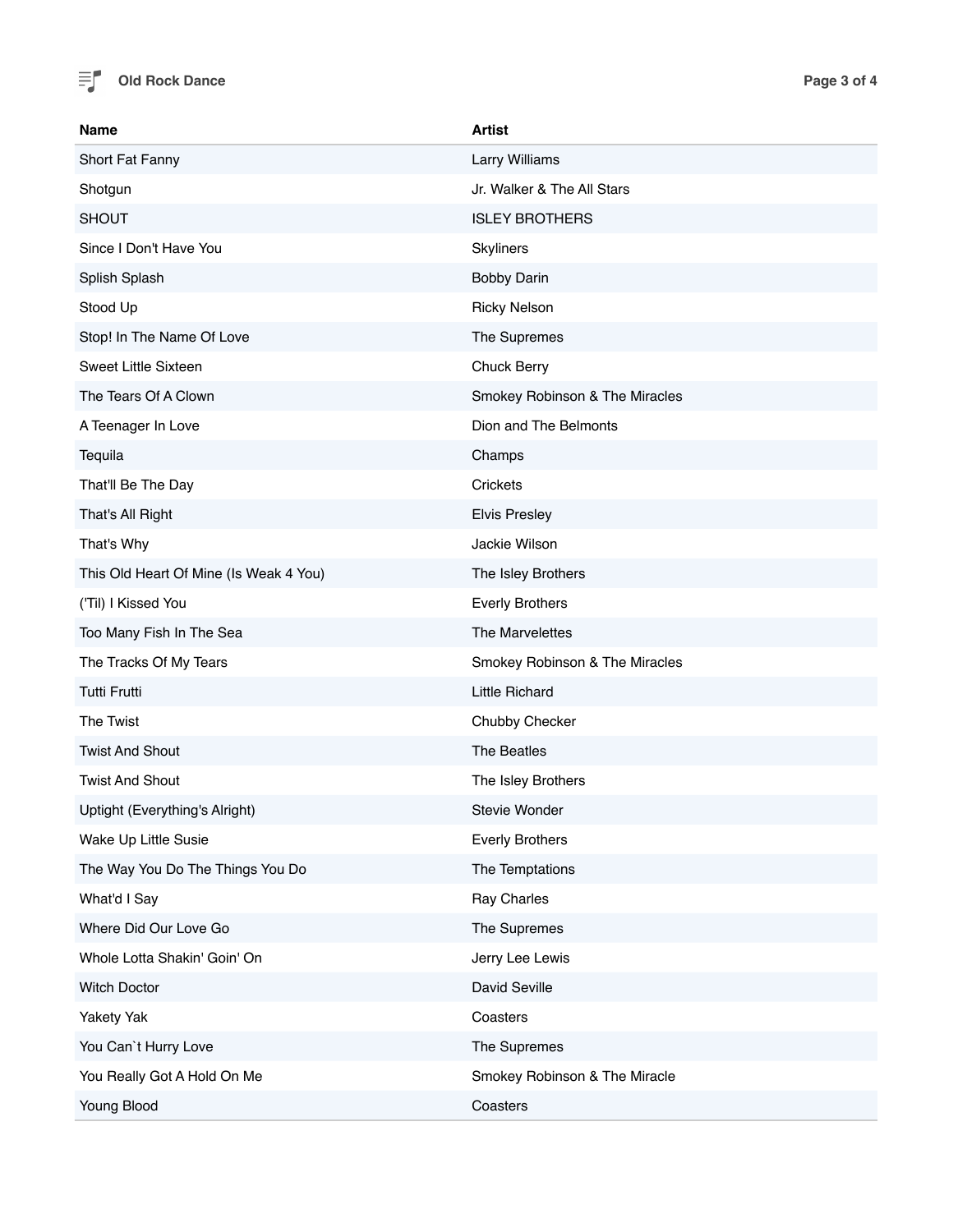| Name | Artist |
| --- | --- |
| Short Fat Fanny | Larry Williams |
| Shotgun | Jr. Walker & The All Stars |
| SHOUT | ISLEY BROTHERS |
| Since I Don't Have You | Skyliners |
| Splish Splash | Bobby Darin |
| Stood Up | Ricky Nelson |
| Stop! In The Name Of Love | The Supremes |
| Sweet Little Sixteen | Chuck Berry |
| The Tears Of A Clown | Smokey Robinson & The Miracles |
| A Teenager In Love | Dion and The Belmonts |
| Tequila | Champs |
| That'll Be The Day | Crickets |
| That's All Right | Elvis Presley |
| That's Why | Jackie Wilson |
| This Old Heart Of Mine (Is Weak 4 You) | The Isley Brothers |
| ('Til) I Kissed You | Everly Brothers |
| Too Many Fish In The Sea | The Marvelettes |
| The Tracks Of My Tears | Smokey Robinson & The Miracles |
| Tutti Frutti | Little Richard |
| The Twist | Chubby Checker |
| Twist And Shout | The Beatles |
| Twist And Shout | The Isley Brothers |
| Uptight (Everything's Alright) | Stevie Wonder |
| Wake Up Little Susie | Everly Brothers |
| The Way You Do The Things You Do | The Temptations |
| What'd I Say | Ray Charles |
| Where Did Our Love Go | The Supremes |
| Whole Lotta Shakin' Goin' On | Jerry Lee Lewis |
| Witch Doctor | David Seville |
| Yakety Yak | Coasters |
| You Can`t Hurry Love | The Supremes |
| You Really Got A Hold On Me | Smokey Robinson & The Miracle |
| Young Blood | Coasters |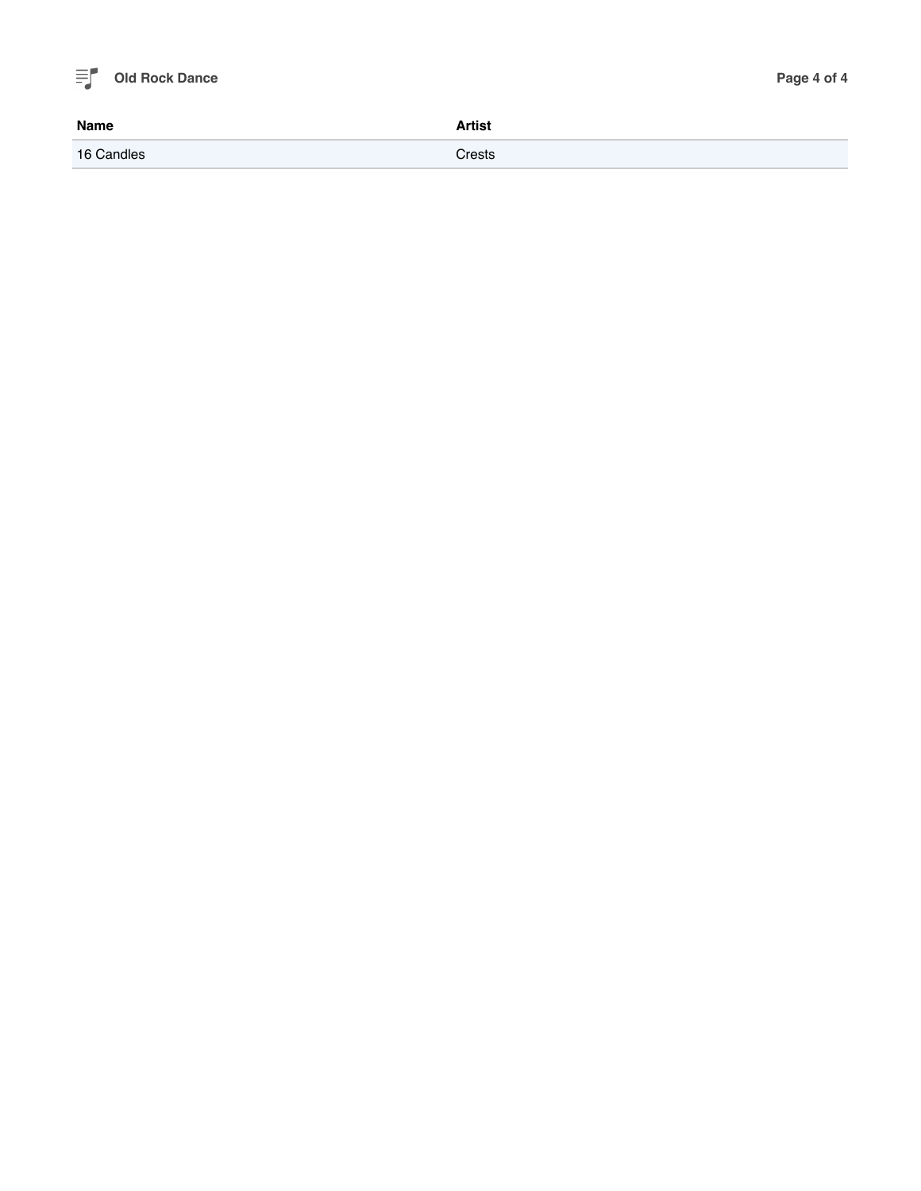| Name | Artist |
|---|---|
| 16 Candles | Crests |